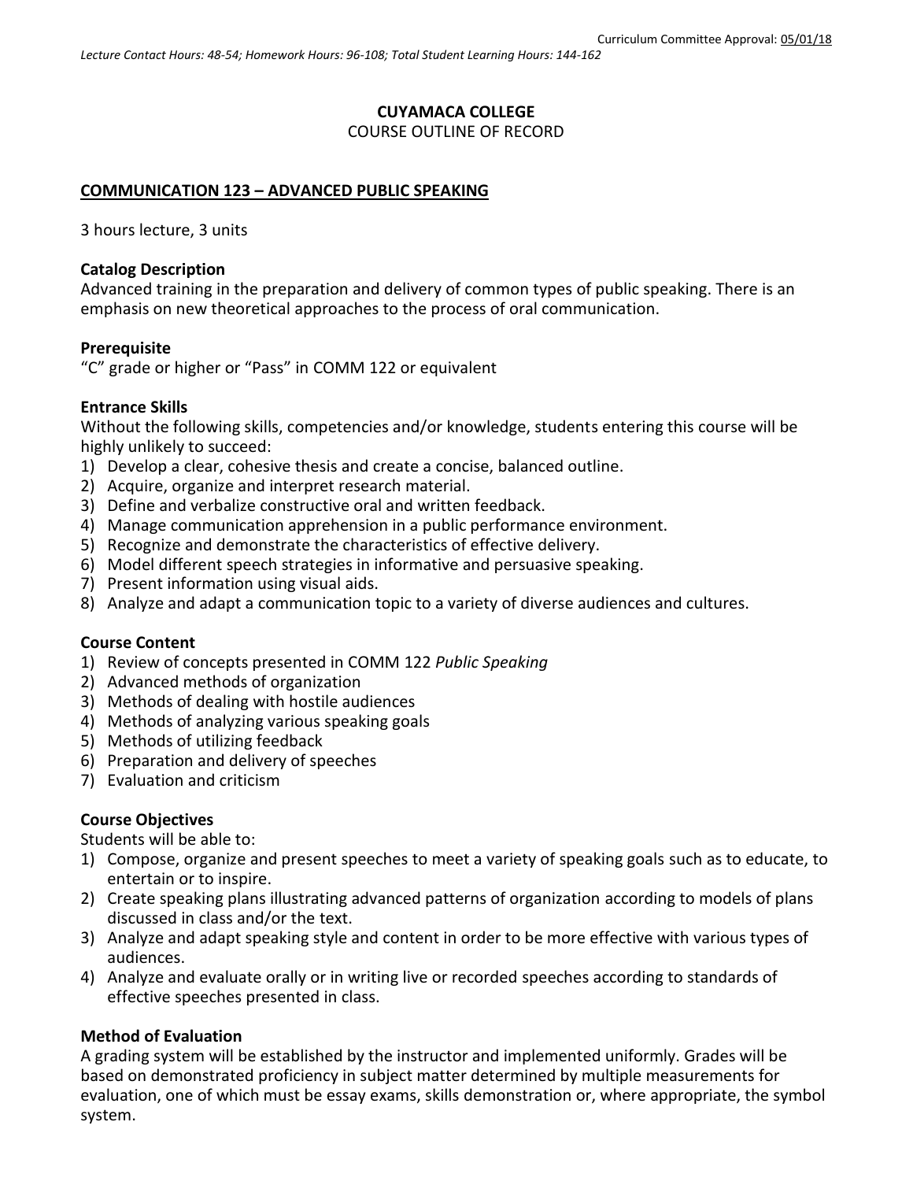Curriculum Committee Approval: 05/01/18

*Lecture Contact Hours: 48-54; Homework Hours: 96-108; Total Student Learning Hours: 144-162*

**CUYAMACA COLLEGE**
COURSE OUTLINE OF RECORD

**COMMUNICATION 123 – ADVANCED PUBLIC SPEAKING**

3 hours lecture, 3 units

### Catalog Description

Advanced training in the preparation and delivery of common types of public speaking. There is an emphasis on new theoretical approaches to the process of oral communication.

### Prerequisite

"C" grade or higher or "Pass" in COMM 122 or equivalent

### Entrance Skills

Without the following skills, competencies and/or knowledge, students entering this course will be highly unlikely to succeed:

1) Develop a clear, cohesive thesis and create a concise, balanced outline.
2) Acquire, organize and interpret research material.
3) Define and verbalize constructive oral and written feedback.
4) Manage communication apprehension in a public performance environment.
5) Recognize and demonstrate the characteristics of effective delivery.
6) Model different speech strategies in informative and persuasive speaking.
7) Present information using visual aids.
8) Analyze and adapt a communication topic to a variety of diverse audiences and cultures.

### Course Content

1) Review of concepts presented in COMM 122 *Public Speaking*
2) Advanced methods of organization
3) Methods of dealing with hostile audiences
4) Methods of analyzing various speaking goals
5) Methods of utilizing feedback
6) Preparation and delivery of speeches
7) Evaluation and criticism

### Course Objectives

Students will be able to:

1) Compose, organize and present speeches to meet a variety of speaking goals such as to educate, to entertain or to inspire.
2) Create speaking plans illustrating advanced patterns of organization according to models of plans discussed in class and/or the text.
3) Analyze and adapt speaking style and content in order to be more effective with various types of audiences.
4) Analyze and evaluate orally or in writing live or recorded speeches according to standards of effective speeches presented in class.

### Method of Evaluation

A grading system will be established by the instructor and implemented uniformly. Grades will be based on demonstrated proficiency in subject matter determined by multiple measurements for evaluation, one of which must be essay exams, skills demonstration or, where appropriate, the symbol system.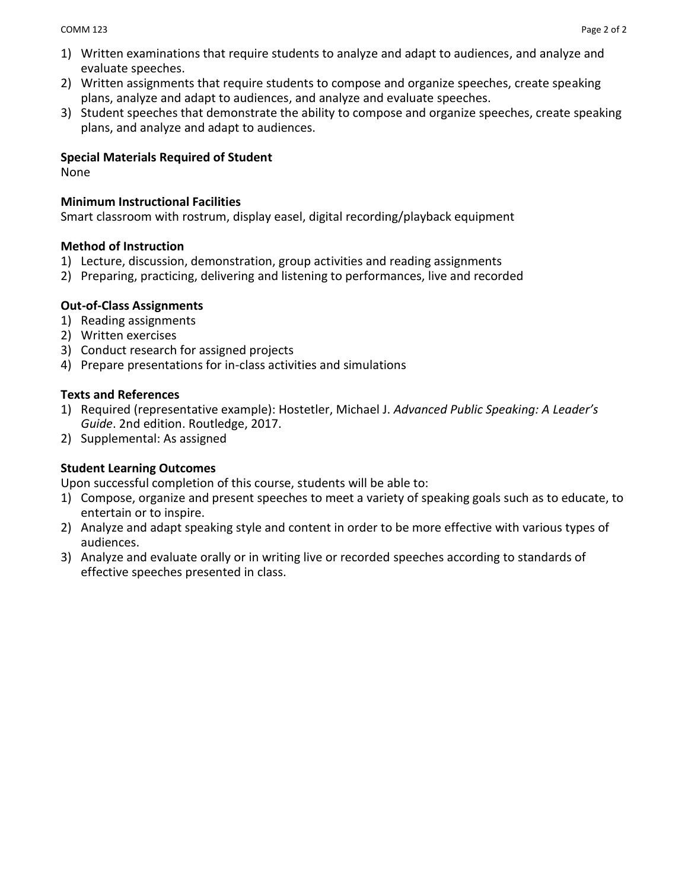1) Written examinations that require students to analyze and adapt to audiences, and analyze and evaluate speeches.
2) Written assignments that require students to compose and organize speeches, create speaking plans, analyze and adapt to audiences, and analyze and evaluate speeches.
3) Student speeches that demonstrate the ability to compose and organize speeches, create speaking plans, and analyze and adapt to audiences.

**Special Materials Required of Student**

None

**Minimum Instructional Facilities**

Smart classroom with rostrum, display easel, digital recording/playback equipment

**Method of Instruction**

1) Lecture, discussion, demonstration, group activities and reading assignments
2) Preparing, practicing, delivering and listening to performances, live and recorded

**Out-of-Class Assignments**

1) Reading assignments
2) Written exercises
3) Conduct research for assigned projects
4) Prepare presentations for in-class activities and simulations

**Texts and References**

1) Required (representative example): Hostetler, Michael J. *Advanced Public Speaking: A Leader's Guide*. 2nd edition. Routledge, 2017.
2) Supplemental: As assigned

**Student Learning Outcomes**

Upon successful completion of this course, students will be able to:

1) Compose, organize and present speeches to meet a variety of speaking goals such as to educate, to entertain or to inspire.
2) Analyze and adapt speaking style and content in order to be more effective with various types of audiences.
3) Analyze and evaluate orally or in writing live or recorded speeches according to standards of effective speeches presented in class.